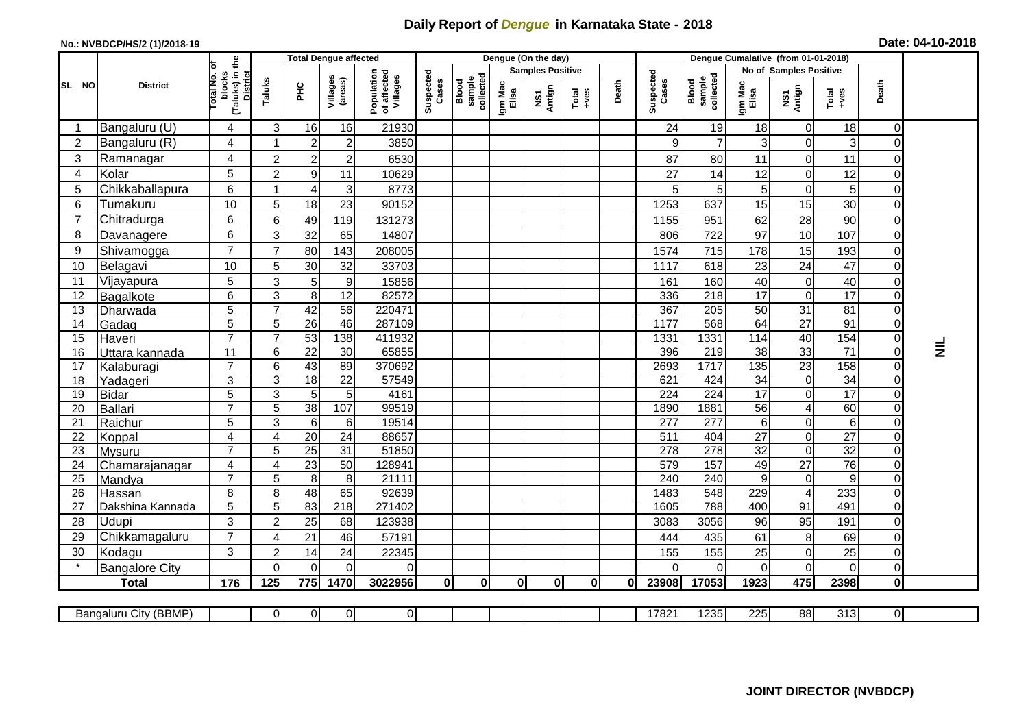# Daily Report of *Dengue* in Karnataka State - 2018

**No.: NVBDCP/HS/2 (1)/2018-19**

**Date: 04-10-2018**

| SL NO | District | Total No. of blocks (Taluks) in the District | Total Dengue affected | | | | Dengue (On the day) | | | | | | | Dengue Cumalative (from 01-01-2018) | | | | | | | |
|---|---|---|---|---|---|---|---|---|---|---|---|---|---|---|---|---|---|---|---|---|
| | | | Taluks | PHC | Villages (areas) | Population of affected Villages | Suspected Cases | Blood sample collected | Samples Positive | | | Death | Suspected Cases | Blood sample collected | No of Samples Positive | | | Death | |
| | | | | | | | | | Igm Mac Elisa | NS1 Antign | Total +ves | | | | Igm Mac Elisa | NS1 Antign | Total +ves | | |
| 1 | Bangaluru (U) | 4 | 3 | 16 | 16 | 21930 | | | | | | | 24 | 19 | 18 | 0 | 18 | 0 | NIL |
| 2 | Bangaluru (R) | 4 | 1 | 2 | 2 | 3850 | | | | | | | 9 | 7 | 3 | 0 | 3 | 0 | |
| 3 | Ramanagar | 4 | 2 | 2 | 2 | 6530 | | | | | | | 87 | 80 | 11 | 0 | 11 | 0 | |
| 4 | Kolar | 5 | 2 | 9 | 11 | 10629 | | | | | | | 27 | 14 | 12 | 0 | 12 | 0 | |
| 5 | Chikkaballapura | 6 | 1 | 4 | 3 | 8773 | | | | | | | 5 | 5 | 5 | 0 | 5 | 0 | |
| 6 | Tumakuru | 10 | 5 | 18 | 23 | 90152 | | | | | | | 1253 | 637 | 15 | 15 | 30 | 0 | |
| 7 | Chitradurga | 6 | 6 | 49 | 119 | 131273 | | | | | | | 1155 | 951 | 62 | 28 | 90 | 0 | |
| 8 | Davanagere | 6 | 3 | 32 | 65 | 14807 | | | | | | | 806 | 722 | 97 | 10 | 107 | 0 | |
| 9 | Shivamogga | 7 | 7 | 80 | 143 | 208005 | | | | | | | 1574 | 715 | 178 | 15 | 193 | 0 | |
| 10 | Belagavi | 10 | 5 | 30 | 32 | 33703 | | | | | | | 1117 | 618 | 23 | 24 | 47 | 0 | |
| 11 | Vijayapura | 5 | 3 | 5 | 9 | 15856 | | | | | | | 161 | 160 | 40 | 0 | 40 | 0 | |
| 12 | Bagalkote | 6 | 3 | 8 | 12 | 82572 | | | | | | | 336 | 218 | 17 | 0 | 17 | 0 | |
| 13 | Dharwada | 5 | 7 | 42 | 56 | 220471 | | | | | | | 367 | 205 | 50 | 31 | 81 | 0 | |
| 14 | Gadag | 5 | 5 | 26 | 46 | 287109 | | | | | | | 1177 | 568 | 64 | 27 | 91 | 0 | |
| 15 | Haveri | 7 | 7 | 53 | 138 | 411932 | | | | | | | 1331 | 1331 | 114 | 40 | 154 | 0 | |
| 16 | Uttara kannada | 11 | 6 | 22 | 30 | 65855 | | | | | | | 396 | 219 | 38 | 33 | 71 | 0 | |
| 17 | Kalaburagi | 7 | 6 | 43 | 89 | 370692 | | | | | | | 2693 | 1717 | 135 | 23 | 158 | 0 | |
| 18 | Yadageri | 3 | 3 | 18 | 22 | 57549 | | | | | | | 621 | 424 | 34 | 0 | 34 | 0 | |
| 19 | Bidar | 5 | 3 | 5 | 5 | 4161 | | | | | | | 224 | 224 | 17 | 0 | 17 | 0 | |
| 20 | Ballari | 7 | 5 | 38 | 107 | 99519 | | | | | | | 1890 | 1881 | 56 | 4 | 60 | 0 | |
| 21 | Raichur | 5 | 3 | 6 | 6 | 19514 | | | | | | | 277 | 277 | 6 | 0 | 6 | 0 | |
| 22 | Koppal | 4 | 4 | 20 | 24 | 88657 | | | | | | | 511 | 404 | 27 | 0 | 27 | 0 | |
| 23 | Mysuru | 7 | 5 | 25 | 31 | 51850 | | | | | | | 278 | 278 | 32 | 0 | 32 | 0 | |
| 24 | Chamarajanagar | 4 | 4 | 23 | 50 | 128941 | | | | | | | 579 | 157 | 49 | 27 | 76 | 0 | |
| 25 | Mandya | 7 | 5 | 8 | 8 | 21111 | | | | | | | 240 | 240 | 9 | 0 | 9 | 0 | |
| 26 | Hassan | 8 | 8 | 48 | 65 | 92639 | | | | | | | 1483 | 548 | 229 | 4 | 233 | 0 | |
| 27 | Dakshina Kannada | 5 | 5 | 83 | 218 | 271402 | | | | | | | 1605 | 788 | 400 | 91 | 491 | 0 | |
| 28 | Udupi | 3 | 2 | 25 | 68 | 123938 | | | | | | | 3083 | 3056 | 96 | 95 | 191 | 0 | |
| 29 | Chikkamagaluru | 7 | 4 | 21 | 46 | 57191 | | | | | | | 444 | 435 | 61 | 8 | 69 | 0 | |
| 30 | Kodagu | 3 | 2 | 14 | 24 | 22345 | | | | | | | 155 | 155 | 25 | 0 | 25 | 0 | |
| * | Bangalore City | | 0 | 0 | 0 | 0 | | | | | | | 0 | 0 | 0 | 0 | 0 | 0 | |
| | **Total** | **176** | **125** | **775** | **1470** | **3022956** | **0** | **0** | **0** | **0** | **0** | **0** | **23908** | **17053** | **1923** | **475** | **2398** | **0** | |

| Bangaluru City (BBMP) | | 0 | 0 | 0 | 0 | | | | | | | 17821 | 1235 | 225 | 88 | 313 | 0 | |
|---|---|---|---|---|---|---|---|---|---|---|---|---|---|---|---|---|---|---|

**JOINT DIRECTOR (NVBDCP)**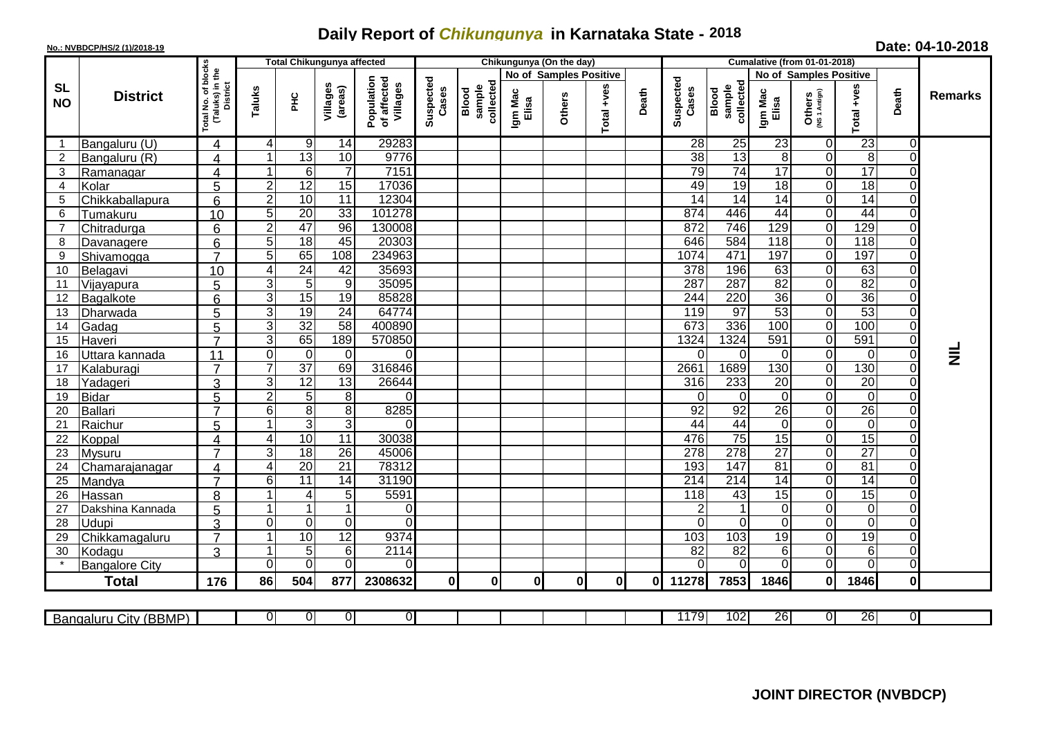# Daily Report of *Chikungunya* in Karnataka State - 2018

**No.: NVBDCP/HS/2 (1)/2018-19**

**Date: 04-10-2018**

| SL NO | District | Total No. of blocks (Taluks) in the District | Total Chikungunya affected | | | | Chikungunya (On the day) | | | | | | | Cumalative (from 01-01-2018) | | | | | | | Remarks |
|---|---|---|---|---|---|---|---|---|---|---|---|---|---|---|---|---|---|---|---|---|---|
| | | | Taluks | PHC | Villages (areas) | Population of affected Villages | Suspected Cases | Blood sample collected | No of Samples Positive | | | Death | Suspected Cases | Blood sample collected | No of Samples Positive | | | Death | |
| | | | | | | | | | Igm Mac Elisa | Others | Total +ves | | | | Igm Mac Elisa | Others (NS 1 Antign) | Total +ves | | |
| 1 | Bangaluru (U) | 4 | 4 | 9 | 14 | 29283 | | | | | | | 28 | 25 | 23 | 0 | 23 | 0 | NIL |
| 2 | Bangaluru (R) | 4 | 1 | 13 | 10 | 9776 | | | | | | | 38 | 13 | 8 | 0 | 8 | 0 | |
| 3 | Ramanagar | 4 | 1 | 6 | 7 | 7151 | | | | | | | 79 | 74 | 17 | 0 | 17 | 0 | |
| 4 | Kolar | 5 | 2 | 12 | 15 | 17036 | | | | | | | 49 | 19 | 18 | 0 | 18 | 0 | |
| 5 | Chikkaballapura | 6 | 2 | 10 | 11 | 12304 | | | | | | | 14 | 14 | 14 | 0 | 14 | 0 | |
| 6 | Tumakuru | 10 | 5 | 20 | 33 | 101278 | | | | | | | 874 | 446 | 44 | 0 | 44 | 0 | |
| 7 | Chitradurga | 6 | 2 | 47 | 96 | 130008 | | | | | | | 872 | 746 | 129 | 0 | 129 | 0 | |
| 8 | Davanagere | 6 | 5 | 18 | 45 | 20303 | | | | | | | 646 | 584 | 118 | 0 | 118 | 0 | |
| 9 | Shivamogga | 7 | 5 | 65 | 108 | 234963 | | | | | | | 1074 | 471 | 197 | 0 | 197 | 0 | |
| 10 | Belagavi | 10 | 4 | 24 | 42 | 35693 | | | | | | | 378 | 196 | 63 | 0 | 63 | 0 | |
| 11 | Vijayapura | 5 | 3 | 5 | 9 | 35095 | | | | | | | 287 | 287 | 82 | 0 | 82 | 0 | |
| 12 | Bagalkote | 6 | 3 | 15 | 19 | 85828 | | | | | | | 244 | 220 | 36 | 0 | 36 | 0 | |
| 13 | Dharwada | 5 | 3 | 19 | 24 | 64774 | | | | | | | 119 | 97 | 53 | 0 | 53 | 0 | |
| 14 | Gadag | 5 | 3 | 32 | 58 | 400890 | | | | | | | 673 | 336 | 100 | 0 | 100 | 0 | |
| 15 | Haveri | 7 | 3 | 65 | 189 | 570850 | | | | | | | 1324 | 1324 | 591 | 0 | 591 | 0 | |
| 16 | Uttara kannada | 11 | 0 | 0 | 0 | 0 | | | | | | | 0 | 0 | 0 | 0 | 0 | 0 | |
| 17 | Kalaburagi | 7 | 7 | 37 | 69 | 316846 | | | | | | | 2661 | 1689 | 130 | 0 | 130 | 0 | |
| 18 | Yadageri | 3 | 3 | 12 | 13 | 26644 | | | | | | | 316 | 233 | 20 | 0 | 20 | 0 | |
| 19 | Bidar | 5 | 2 | 5 | 8 | 0 | | | | | | | 0 | 0 | 0 | 0 | 0 | 0 | |
| 20 | Ballari | 7 | 6 | 8 | 8 | 8285 | | | | | | | 92 | 92 | 26 | 0 | 26 | 0 | |
| 21 | Raichur | 5 | 1 | 3 | 3 | 0 | | | | | | | 44 | 44 | 0 | 0 | 0 | 0 | |
| 22 | Koppal | 4 | 4 | 10 | 11 | 30038 | | | | | | | 476 | 75 | 15 | 0 | 15 | 0 | |
| 23 | Mysuru | 7 | 3 | 18 | 26 | 45006 | | | | | | | 278 | 278 | 27 | 0 | 27 | 0 | |
| 24 | Chamarajanagar | 4 | 4 | 20 | 21 | 78312 | | | | | | | 193 | 147 | 81 | 0 | 81 | 0 | |
| 25 | Mandya | 7 | 6 | 11 | 14 | 31190 | | | | | | | 214 | 214 | 14 | 0 | 14 | 0 | |
| 26 | Hassan | 8 | 1 | 4 | 5 | 5591 | | | | | | | 118 | 43 | 15 | 0 | 15 | 0 | |
| 27 | Dakshina Kannada | 5 | 1 | 1 | 1 | 0 | | | | | | | 2 | 1 | 0 | 0 | 0 | 0 | |
| 28 | Udupi | 3 | 0 | 0 | 0 | 0 | | | | | | | 0 | 0 | 0 | 0 | 0 | 0 | |
| 29 | Chikkamagaluru | 7 | 1 | 10 | 12 | 9374 | | | | | | | 103 | 103 | 19 | 0 | 19 | 0 | |
| 30 | Kodagu | 3 | 1 | 5 | 6 | 2114 | | | | | | | 82 | 82 | 6 | 0 | 6 | 0 | |
| * | Bangalore City | | 0 | 0 | 0 | 0 | | | | | | | 0 | 0 | 0 | 0 | 0 | 0 | |
| **Total** | | **176** | **86** | **504** | **877** | **2308632** | **0** | **0** | **0** | **0** | **0** | **0** | **11278** | **7853** | **1846** | **0** | **1846** | **0** | |

| | | | | | | | | | | | | | | | | | | |
|---|---|---|---|---|---|---|---|---|---|---|---|---|---|---|---|---|---|---|
| Bangaluru City (BBMP) | | 0 | 0 | 0 | 0 | | | | | | | 1179 | 102 | 26 | 0 | 26 | 0 | |

**JOINT DIRECTOR (NVBDCP)**